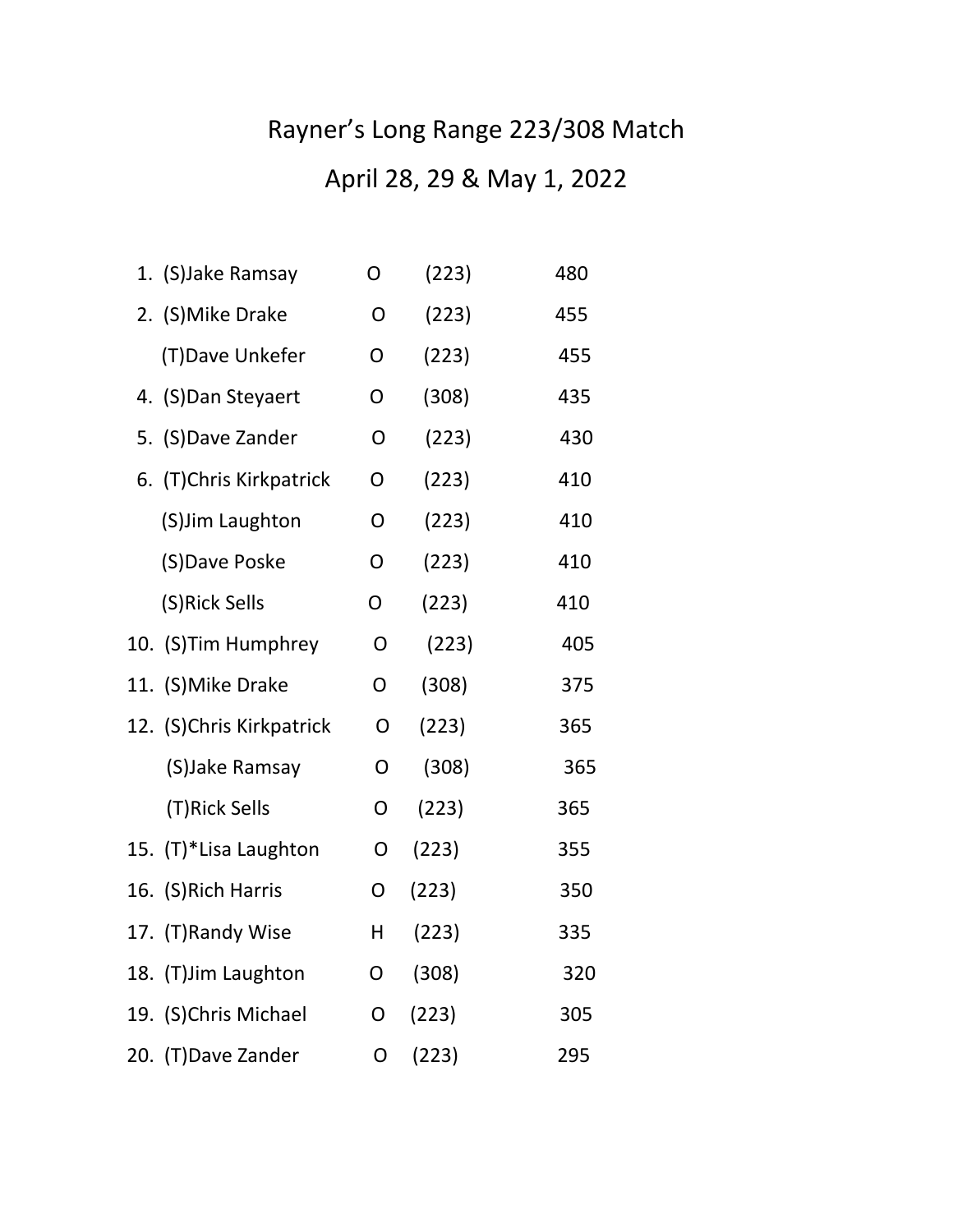# Rayner's Long Range 223/308 Match

## April 28, 29 & May 1, 2022

| Place | Name | Class | Caliber | Score |
|---|---|---|---|---|
| 1. | (S)Jake Ramsay | O | (223) | 480 |
| 2. | (S)Mike Drake | O | (223) | 455 |
| | (T)Dave Unkefer | O | (223) | 455 |
| 4. | (S)Dan Steyaert | O | (308) | 435 |
| 5. | (S)Dave Zander | O | (223) | 430 |
| 6. | (T)Chris Kirkpatrick | O | (223) | 410 |
| | (S)Jim Laughton | O | (223) | 410 |
| | (S)Dave Poske | O | (223) | 410 |
| | (S)Rick Sells | O | (223) | 410 |
| 10. | (S)Tim Humphrey | O | (223) | 405 |
| 11. | (S)Mike Drake | O | (308) | 375 |
| 12. | (S)Chris Kirkpatrick | O | (223) | 365 |
| | (S)Jake Ramsay | O | (308) | 365 |
| | (T)Rick Sells | O | (223) | 365 |
| 15. | (T)*Lisa Laughton | O | (223) | 355 |
| 16. | (S)Rich Harris | O | (223) | 350 |
| 17. | (T)Randy Wise | H | (223) | 335 |
| 18. | (T)Jim Laughton | O | (308) | 320 |
| 19. | (S)Chris Michael | O | (223) | 305 |
| 20. | (T)Dave Zander | O | (223) | 295 |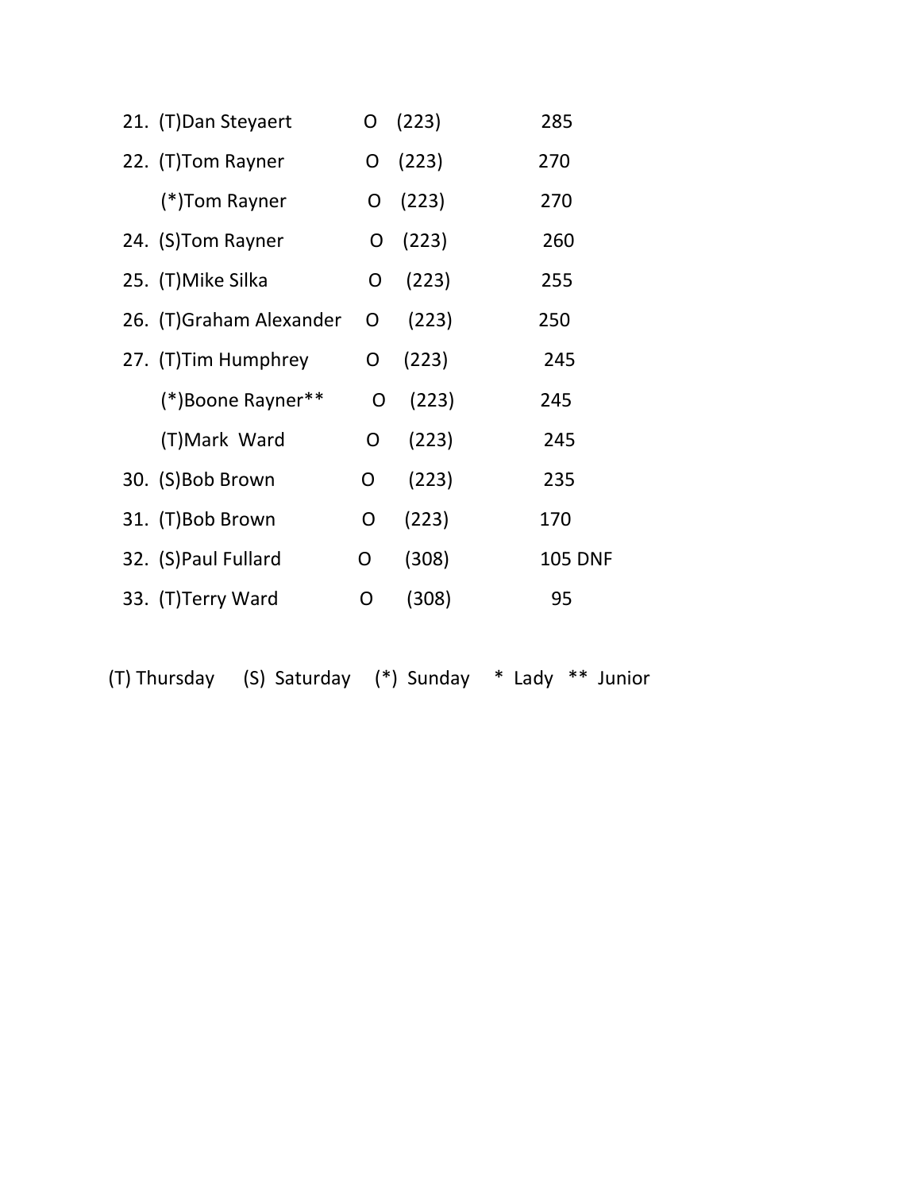| | | | | |
|---|---|---|---|---|
| 21. | (T)Dan Steyaert | O | (223) | 285 |
| 22. | (T)Tom Rayner | O | (223) | 270 |
| | (*)Tom Rayner | O | (223) | 270 |
| 24. | (S)Tom Rayner | O | (223) | 260 |
| 25. | (T)Mike Silka | O | (223) | 255 |
| 26. | (T)Graham Alexander | O | (223) | 250 |
| 27. | (T)Tim Humphrey | O | (223) | 245 |
| | (*)Boone Rayner** | O | (223) | 245 |
| | (T)Mark Ward | O | (223) | 245 |
| 30. | (S)Bob Brown | O | (223) | 235 |
| 31. | (T)Bob Brown | O | (223) | 170 |
| 32. | (S)Paul Fullard | O | (308) | 105 DNF |
| 33. | (T)Terry Ward | O | (308) | 95 |

(T) Thursday (S) Saturday (*) Sunday * Lady ** Junior